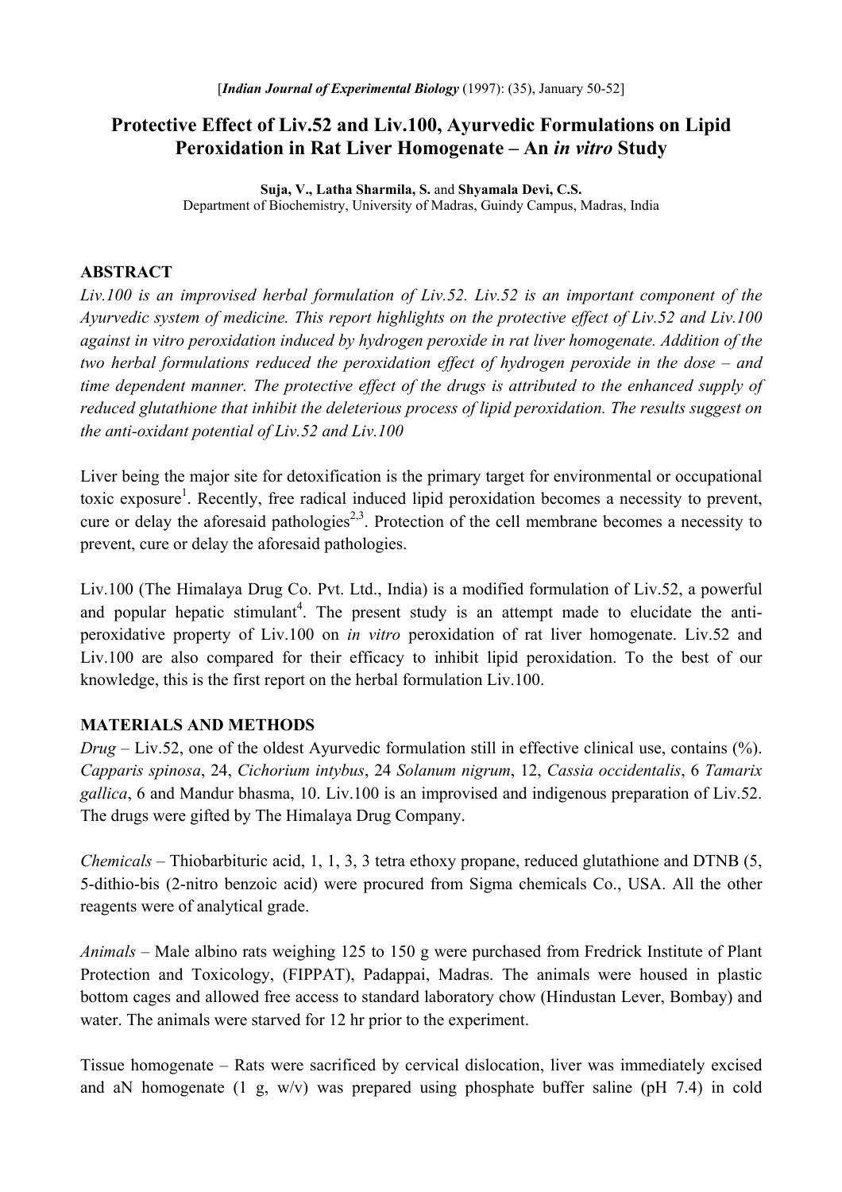[*Indian Journal of Experimental Biology* (1997): (35), January 50-52]

# Protective Effect of Liv.52 and Liv.100, Ayurvedic Formulations on Lipid Peroxidation in Rat Liver Homogenate – An *in vitro* Study

**Suja, V., Latha Sharmila, S.** and **Shyamala Devi, C.S.**
Department of Biochemistry, University of Madras, Guindy Campus, Madras, India

## ABSTRACT

*Liv.100 is an improvised herbal formulation of Liv.52. Liv.52 is an important component of the Ayurvedic system of medicine. This report highlights on the protective effect of Liv.52 and Liv.100 against in vitro peroxidation induced by hydrogen peroxide in rat liver homogenate. Addition of the two herbal formulations reduced the peroxidation effect of hydrogen peroxide in the dose – and time dependent manner. The protective effect of the drugs is attributed to the enhanced supply of reduced glutathione that inhibit the deleterious process of lipid peroxidation. The results suggest on the anti-oxidant potential of Liv.52 and Liv.100*

Liver being the major site for detoxification is the primary target for environmental or occupational toxic exposure[1]. Recently, free radical induced lipid peroxidation becomes a necessity to prevent, cure or delay the aforesaid pathologies[2,3]. Protection of the cell membrane becomes a necessity to prevent, cure or delay the aforesaid pathologies.

Liv.100 (The Himalaya Drug Co. Pvt. Ltd., India) is a modified formulation of Liv.52, a powerful and popular hepatic stimulant[4]. The present study is an attempt made to elucidate the anti-peroxidative property of Liv.100 on *in vitro* peroxidation of rat liver homogenate. Liv.52 and Liv.100 are also compared for their efficacy to inhibit lipid peroxidation. To the best of our knowledge, this is the first report on the herbal formulation Liv.100.

## MATERIALS AND METHODS

*Drug* – Liv.52, one of the oldest Ayurvedic formulation still in effective clinical use, contains (%). *Capparis spinosa*, 24, *Cichorium intybus*, 24 *Solanum nigrum*, 12, *Cassia occidentalis*, 6 *Tamarix gallica*, 6 and Mandur bhasma, 10. Liv.100 is an improvised and indigenous preparation of Liv.52. The drugs were gifted by The Himalaya Drug Company.

*Chemicals* – Thiobarbituric acid, 1, 1, 3, 3 tetra ethoxy propane, reduced glutathione and DTNB (5, 5-dithio-bis (2-nitro benzoic acid) were procured from Sigma chemicals Co., USA. All the other reagents were of analytical grade.

*Animals* – Male albino rats weighing 125 to 150 g were purchased from Fredrick Institute of Plant Protection and Toxicology, (FIPPAT), Padappai, Madras. The animals were housed in plastic bottom cages and allowed free access to standard laboratory chow (Hindustan Lever, Bombay) and water. The animals were starved for 12 hr prior to the experiment.

Tissue homogenate – Rats were sacrificed by cervical dislocation, liver was immediately excised and aN homogenate (1 g, w/v) was prepared using phosphate buffer saline (pH 7.4) in cold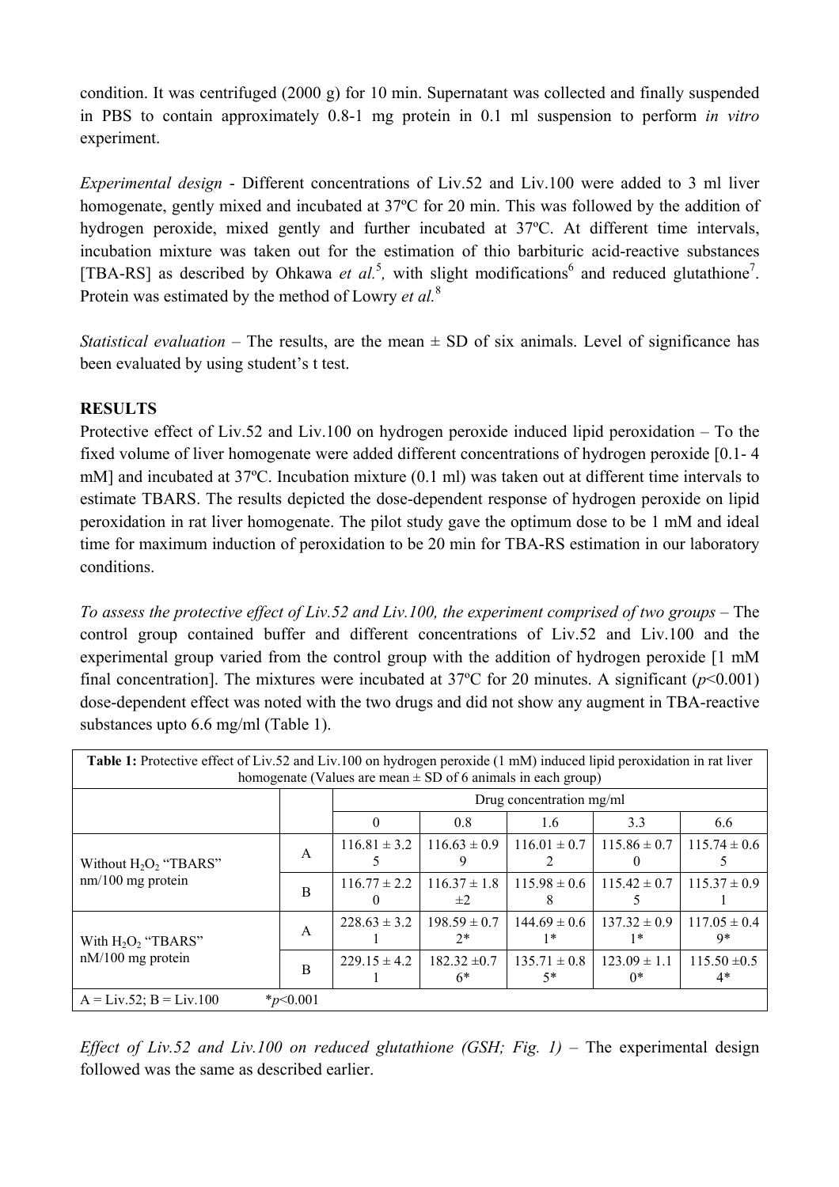condition. It was centrifuged (2000 g) for 10 min. Supernatant was collected and finally suspended in PBS to contain approximately 0.8-1 mg protein in 0.1 ml suspension to perform *in vitro* experiment.

*Experimental design* - Different concentrations of Liv.52 and Liv.100 were added to 3 ml liver homogenate, gently mixed and incubated at 37ºC for 20 min. This was followed by the addition of hydrogen peroxide, mixed gently and further incubated at 37ºC. At different time intervals, incubation mixture was taken out for the estimation of thio barbituric acid-reactive substances [TBA-RS] as described by Ohkawa *et al.*[5], with slight modifications[6] and reduced glutathione[7]. Protein was estimated by the method of Lowry *et al.*[8]

*Statistical evaluation* – The results, are the mean ± SD of six animals. Level of significance has been evaluated by using student's t test.

## RESULTS

Protective effect of Liv.52 and Liv.100 on hydrogen peroxide induced lipid peroxidation – To the fixed volume of liver homogenate were added different concentrations of hydrogen peroxide [0.1- 4 mM] and incubated at 37ºC. Incubation mixture (0.1 ml) was taken out at different time intervals to estimate TBARS. The results depicted the dose-dependent response of hydrogen peroxide on lipid peroxidation in rat liver homogenate. The pilot study gave the optimum dose to be 1 mM and ideal time for maximum induction of peroxidation to be 20 min for TBA-RS estimation in our laboratory conditions.

*To assess the protective effect of Liv.52 and Liv.100, the experiment comprised of two groups* – The control group contained buffer and different concentrations of Liv.52 and Liv.100 and the experimental group varied from the control group with the addition of hydrogen peroxide [1 mM final concentration]. The mixtures were incubated at 37ºC for 20 minutes. A significant ($p$<0.001) dose-dependent effect was noted with the two drugs and did not show any augment in TBA-reactive substances upto 6.6 mg/ml (Table 1).

**Table 1:** Protective effect of Liv.52 and Liv.100 on hydrogen peroxide (1 mM) induced lipid peroxidation in rat liver homogenate (Values are mean ± SD of 6 animals in each group)

| | | Drug concentration mg/ml | | | | |
|---|---|---|---|---|---|---|
| | | 0 | 0.8 | 1.6 | 3.3 | 6.6 |
| Without $H_2O_2$ "TBARS" nm/100 mg protein | A | 116.81 ± 3.25 | 116.63 ± 0.99 | 116.01 ± 0.72 | 115.86 ± 0.70 | 115.74 ± 0.65 |
| | B | 116.77 ± 2.20 | 116.37 ± 1.8 ±2 | 115.98 ± 0.68 | 115.42 ± 0.75 | 115.37 ± 0.91 |
| With $H_2O_2$ "TBARS" nM/100 mg protein | A | 228.63 ± 3.21 | 198.59 ± 0.72* | 144.69 ± 0.61* | 137.32 ± 0.91* | 117.05 ± 0.49* |
| | B | 229.15 ± 4.21 | 182.32 ±0.76* | 135.71 ± 0.85* | 123.09 ± 1.10* | 115.50 ±0.54* |

A = Liv.52; B = Liv.100 *$p$<0.001

*Effect of Liv.52 and Liv.100 on reduced glutathione (GSH; Fig. 1)* – The experimental design followed was the same as described earlier.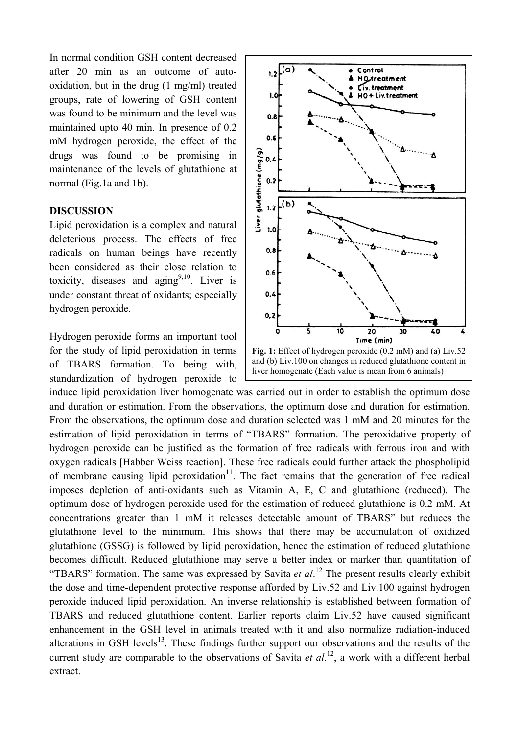In normal condition GSH content decreased after 20 min as an outcome of auto-oxidation, but in the drug (1 mg/ml) treated groups, rate of lowering of GSH content was found to be minimum and the level was maintained upto 40 min. In presence of 0.2 mM hydrogen peroxide, the effect of the drugs was found to be promising in maintenance of the levels of glutathione at normal (Fig.1a and 1b).

**Fig. 1:** Effect of hydrogen peroxide (0.2 mM) and (a) Liv.52 and (b) Liv.100 on changes in reduced glutathione content in liver homogenate (Each value is mean from 6 animals)

## DISCUSSION

Lipid peroxidation is a complex and natural deleterious process. The effects of free radicals on human beings have recently been considered as their close relation to toxicity, diseases and aging[9,10]. Liver is under constant threat of oxidants; especially hydrogen peroxide.

Hydrogen peroxide forms an important tool for the study of lipid peroxidation in terms of TBARS formation. To being with, standardization of hydrogen peroxide to induce lipid peroxidation liver homogenate was carried out in order to establish the optimum dose and duration or estimation. From the observations, the optimum dose and duration for estimation. From the observations, the optimum dose and duration selected was 1 mM and 20 minutes for the estimation of lipid peroxidation in terms of "TBARS" formation. The peroxidative property of hydrogen peroxide can be justified as the formation of free radicals with ferrous iron and with oxygen radicals [Habber Weiss reaction]. These free radicals could further attack the phospholipid of membrane causing lipid peroxidation[11]. The fact remains that the generation of free radical imposes depletion of anti-oxidants such as Vitamin A, E, C and glutathione (reduced). The optimum dose of hydrogen peroxide used for the estimation of reduced glutathione is 0.2 mM. At concentrations greater than 1 mM it releases detectable amount of TBARS" but reduces the glutathione level to the minimum. This shows that there may be accumulation of oxidized glutathione (GSSG) is followed by lipid peroxidation, hence the estimation of reduced glutathione becomes difficult. Reduced glutathione may serve a better index or marker than quantitation of "TBARS" formation. The same was expressed by Savita *et al*.[12] The present results clearly exhibit the dose and time-dependent protective response afforded by Liv.52 and Liv.100 against hydrogen peroxide induced lipid peroxidation. An inverse relationship is established between formation of TBARS and reduced glutathione content. Earlier reports claim Liv.52 have caused significant enhancement in the GSH level in animals treated with it and also normalize radiation-induced alterations in GSH levels[13]. These findings further support our observations and the results of the current study are comparable to the observations of Savita *et al*.[12], a work with a different herbal extract.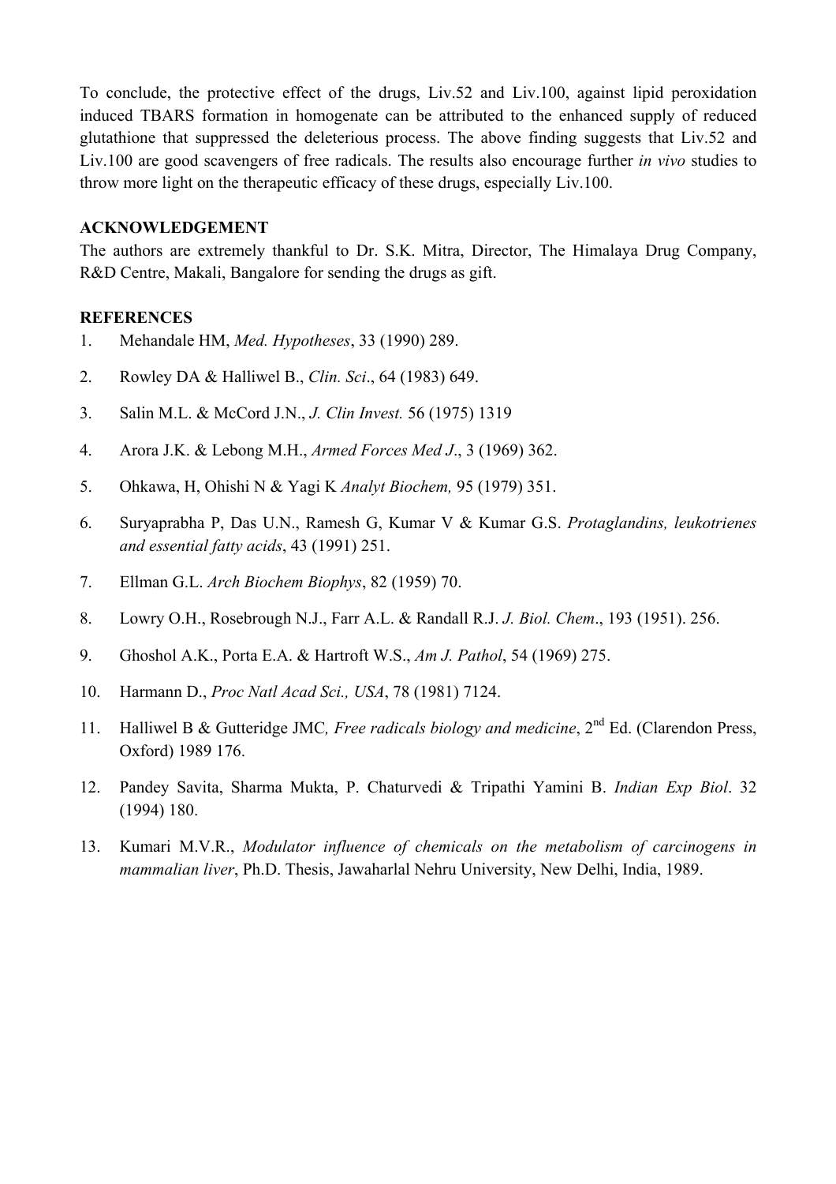To conclude, the protective effect of the drugs, Liv.52 and Liv.100, against lipid peroxidation induced TBARS formation in homogenate can be attributed to the enhanced supply of reduced glutathione that suppressed the deleterious process. The above finding suggests that Liv.52 and Liv.100 are good scavengers of free radicals. The results also encourage further *in vivo* studies to throw more light on the therapeutic efficacy of these drugs, especially Liv.100.

## ACKNOWLEDGEMENT

The authors are extremely thankful to Dr. S.K. Mitra, Director, The Himalaya Drug Company, R&D Centre, Makali, Bangalore for sending the drugs as gift.

## REFERENCES

1. Mehandale HM, *Med. Hypotheses*, 33 (1990) 289.
2. Rowley DA & Halliwel B., *Clin. Sci*., 64 (1983) 649.
3. Salin M.L. & McCord J.N., *J. Clin Invest.* 56 (1975) 1319
4. Arora J.K. & Lebong M.H., *Armed Forces Med J*., 3 (1969) 362.
5. Ohkawa, H, Ohishi N & Yagi K *Analyt Biochem,* 95 (1979) 351.
6. Suryaprabha P, Das U.N., Ramesh G, Kumar V & Kumar G.S. *Protaglandins, leukotrienes and essential fatty acids*, 43 (1991) 251.
7. Ellman G.L. *Arch Biochem Biophys*, 82 (1959) 70.
8. Lowry O.H., Rosebrough N.J., Farr A.L. & Randall R.J. *J. Biol. Chem*., 193 (1951). 256.
9. Ghoshol A.K., Porta E.A. & Hartroft W.S., *Am J. Pathol*, 54 (1969) 275.
10. Harmann D., *Proc Natl Acad Sci., USA*, 78 (1981) 7124.
11. Halliwel B & Gutteridge JMC*, Free radicals biology and medicine*, 2nd Ed. (Clarendon Press, Oxford) 1989 176.
12. Pandey Savita, Sharma Mukta, P. Chaturvedi & Tripathi Yamini B. *Indian Exp Biol*. 32 (1994) 180.
13. Kumari M.V.R., *Modulator influence of chemicals on the metabolism of carcinogens in mammalian liver*, Ph.D. Thesis, Jawaharlal Nehru University, New Delhi, India, 1989.